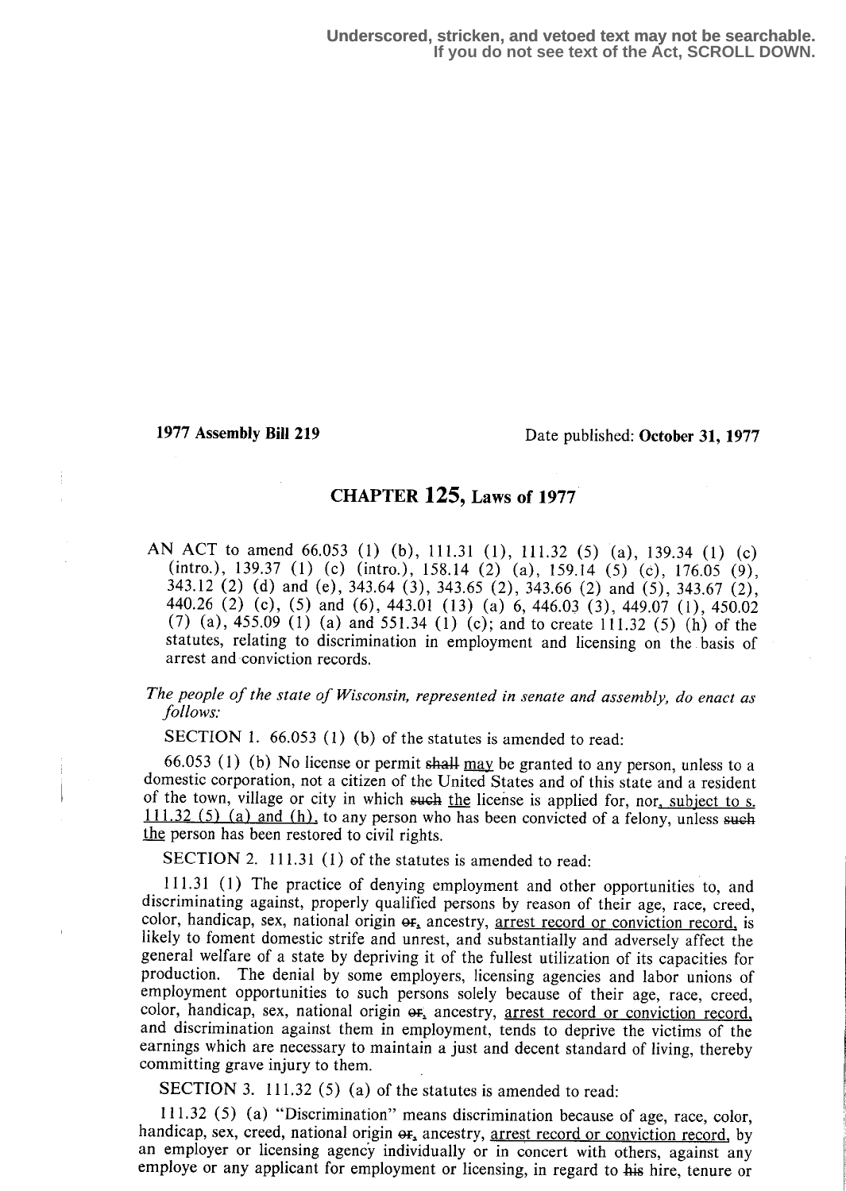Underscored, stricken, and vetoed text may not be searchable.
If you do not see text of the Act, SCROLL DOWN.

**1977 Assembly Bill 219** Date published: **October 31, 1977**

# CHAPTER 125, Laws of 1977

AN ACT to amend 66.053 (1) (b), 111.31 (1), 111.32 (5) (a), 139.34 (1) (c) (intro.), 139.37 (1) (c) (intro.), 158.14 (2) (a), 159.14 (5) (c), 176.05 (9), 343.12 (2) (d) and (e), 343.64 (3), 343.65 (2), 343.66 (2) and (5), 343.67 (2), 440.26 (2) (c), (5) and (6), 443.01 (13) (a) 6, 446.03 (3), 449.07 (1), 450.02 (7) (a), 455.09 (1) (a) and 551.34 (1) (c); and to create 111.32 (5) (h) of the statutes, relating to discrimination in employment and licensing on the basis of arrest and conviction records.

*The people of the state of Wisconsin, represented in senate and assembly, do enact as follows:*

SECTION 1. 66.053 (1) (b) of the statutes is amended to read:

66.053 (1) (b) No license or permit ~~shall~~ may be granted to any person, unless to a domestic corporation, not a citizen of the United States and of this state and a resident of the town, village or city in which ~~such~~ the license is applied for, nor, subject to s. 111.32 (5) (a) and (h), to any person who has been convicted of a felony, unless ~~such~~ the person has been restored to civil rights.

SECTION 2. 111.31 (1) of the statutes is amended to read:

111.31 (1) The practice of denying employment and other opportunities to, and discriminating against, properly qualified persons by reason of their age, race, creed, color, handicap, sex, national origin ~~or~~, ancestry, arrest record or conviction record, is likely to foment domestic strife and unrest, and substantially and adversely affect the general welfare of a state by depriving it of the fullest utilization of its capacities for production. The denial by some employers, licensing agencies and labor unions of employment opportunities to such persons solely because of their age, race, creed, color, handicap, sex, national origin ~~or~~, ancestry, arrest record or conviction record, and discrimination against them in employment, tends to deprive the victims of the earnings which are necessary to maintain a just and decent standard of living, thereby committing grave injury to them.

SECTION 3. 111.32 (5) (a) of the statutes is amended to read:

111.32 (5) (a) "Discrimination" means discrimination because of age, race, color, handicap, sex, creed, national origin ~~or~~, ancestry, arrest record or conviction record, by an employer or licensing agency individually or in concert with others, against any employe or any applicant for employment or licensing, in regard to ~~his~~ hire, tenure or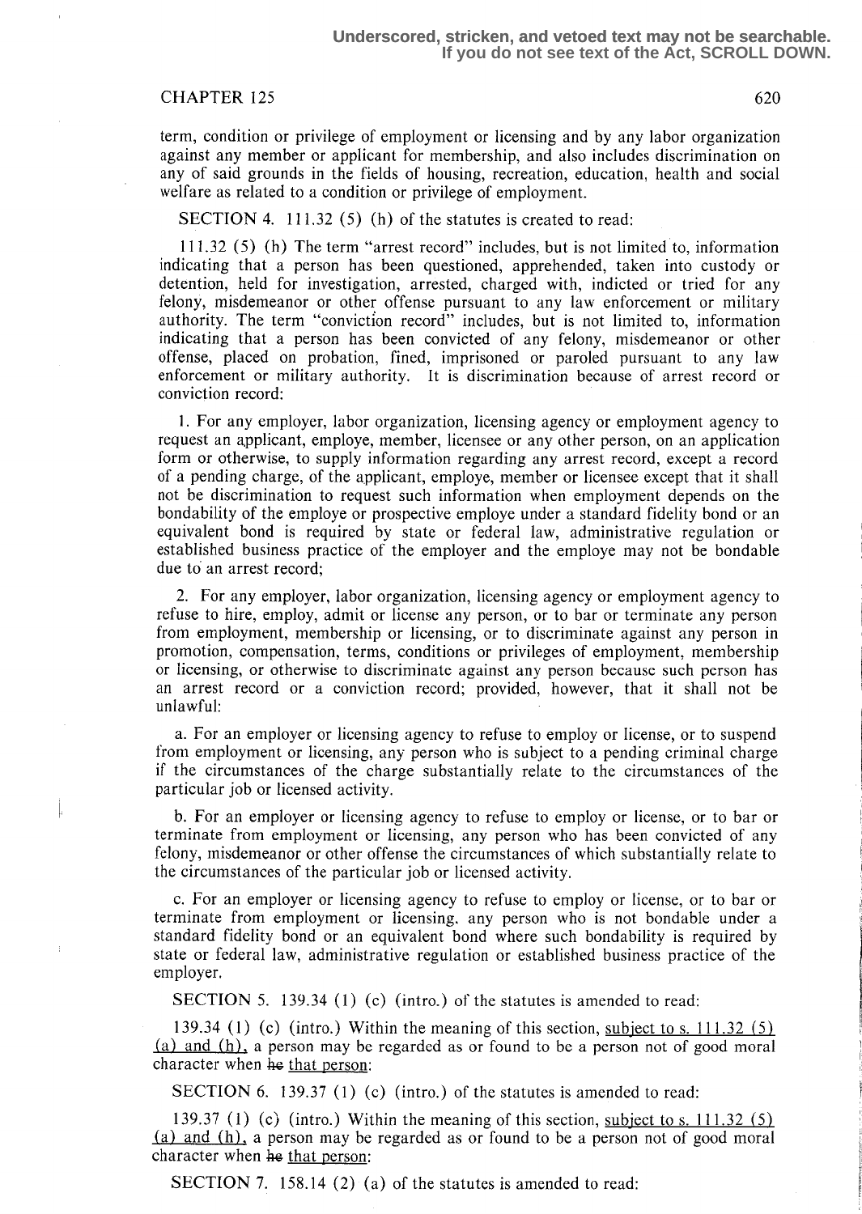term, condition or privilege of employment or licensing and by any labor organization against any member or applicant for membership, and also includes discrimination on any of said grounds in the fields of housing, recreation, education, health and social welfare as related to a condition or privilege of employment.

SECTION 4. 111.32 (5) (h) of the statutes is created to read:

111.32 (5) (h) The term "arrest record" includes, but is not limited to, information indicating that a person has been questioned, apprehended, taken into custody or detention, held for investigation, arrested, charged with, indicted or tried for any felony, misdemeanor or other offense pursuant to any law enforcement or military authority. The term "conviction record" includes, but is not limited to, information indicating that a person has been convicted of any felony, misdemeanor or other offense, placed on probation, fined, imprisoned or paroled pursuant to any law enforcement or military authority. It is discrimination because of arrest record or conviction record:

1. For any employer, labor organization, licensing agency or employment agency to request an applicant, employe, member, licensee or any other person, on an application form or otherwise, to supply information regarding any arrest record, except a record of a pending charge, of the applicant, employe, member or licensee except that it shall not be discrimination to request such information when employment depends on the bondability of the employe or prospective employe under a standard fidelity bond or an equivalent bond is required by state or federal law, administrative regulation or established business practice of the employer and the employe may not be bondable due to an arrest record;

2. For any employer, labor organization, licensing agency or employment agency to refuse to hire, employ, admit or license any person, or to bar or terminate any person from employment, membership or licensing, or to discriminate against any person in promotion, compensation, terms, conditions or privileges of employment, membership or licensing, or otherwise to discriminate against any person because such person has an arrest record or a conviction record; provided, however, that it shall not be unlawful:

a. For an employer or licensing agency to refuse to employ or license, or to suspend from employment or licensing, any person who is subject to a pending criminal charge if the circumstances of the charge substantially relate to the circumstances of the particular job or licensed activity.

b. For an employer or licensing agency to refuse to employ or license, or to bar or terminate from employment or licensing, any person who has been convicted of any felony, misdemeanor or other offense the circumstances of which substantially relate to the circumstances of the particular job or licensed activity.

c. For an employer or licensing agency to refuse to employ or license, or to bar or terminate from employment or licensing, any person who is not bondable under a standard fidelity bond or an equivalent bond where such bondability is required by state or federal law, administrative regulation or established business practice of the employer.

SECTION 5. 139.34 (1) (c) (intro.) of the statutes is amended to read:

139.34 (1) (c) (intro.) Within the meaning of this section, subject to s. 111.32 (5) (a) and (h), a person may be regarded as or found to be a person not of good moral character when ~~he~~ that person:

SECTION 6. 139.37 (1) (c) (intro.) of the statutes is amended to read:

139.37 (1) (c) (intro.) Within the meaning of this section, subject to s. 111.32 (5) (a) and (h), a person may be regarded as or found to be a person not of good moral character when ~~he~~ that person:

SECTION 7. 158.14 (2) (a) of the statutes is amended to read: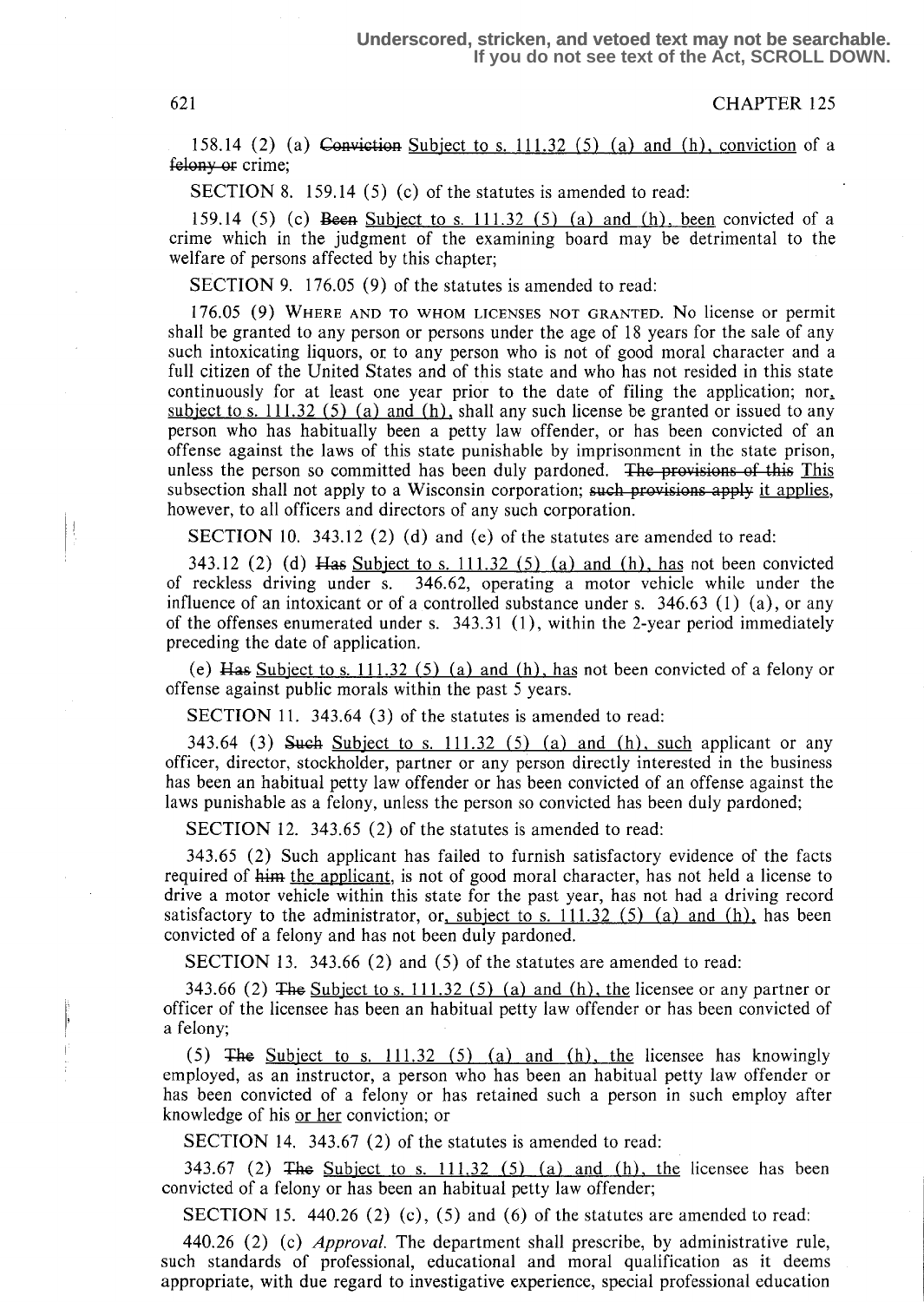158.14 (2) (a) ~~Conviction~~ Subject to s. 111.32 (5) (a) and (h), conviction of a ~~felony or~~ crime;

SECTION 8. 159.14 (5) (c) of the statutes is amended to read:

159.14 (5) (c) ~~Been~~ Subject to s. 111.32 (5) (a) and (h), been convicted of a crime which in the judgment of the examining board may be detrimental to the welfare of persons affected by this chapter;

SECTION 9. 176.05 (9) of the statutes is amended to read:

176.05 (9) WHERE AND TO WHOM LICENSES NOT GRANTED. No license or permit shall be granted to any person or persons under the age of 18 years for the sale of any such intoxicating liquors, or to any person who is not of good moral character and a full citizen of the United States and of this state and who has not resided in this state continuously for at least one year prior to the date of filing the application; nor, subject to s. 111.32 (5) (a) and (h), shall any such license be granted or issued to any person who has habitually been a petty law offender, or has been convicted of an offense against the laws of this state punishable by imprisonment in the state prison, unless the person so committed has been duly pardoned. ~~The provisions of this~~ This subsection shall not apply to a Wisconsin corporation; ~~such provisions apply~~ it applies, however, to all officers and directors of any such corporation.

SECTION 10. 343.12 (2) (d) and (e) of the statutes are amended to read:

343.12 (2) (d) ~~Has~~ Subject to s. 111.32 (5) (a) and (h), has not been convicted of reckless driving under s. 346.62, operating a motor vehicle while under the influence of an intoxicant or of a controlled substance under s. 346.63 (1) (a), or any of the offenses enumerated under s. 343.31 (1), within the 2-year period immediately preceding the date of application.

(e) ~~Has~~ Subject to s. 111.32 (5) (a) and (h), has not been convicted of a felony or offense against public morals within the past 5 years.

SECTION 11. 343.64 (3) of the statutes is amended to read:

343.64 (3) ~~Such~~ Subject to s. 111.32 (5) (a) and (h), such applicant or any officer, director, stockholder, partner or any person directly interested in the business has been an habitual petty law offender or has been convicted of an offense against the laws punishable as a felony, unless the person so convicted has been duly pardoned;

SECTION 12. 343.65 (2) of the statutes is amended to read:

343.65 (2) Such applicant has failed to furnish satisfactory evidence of the facts required of ~~him~~ the applicant, is not of good moral character, has not held a license to drive a motor vehicle within this state for the past year, has not had a driving record satisfactory to the administrator, or, subject to s. 111.32 (5) (a) and (h), has been convicted of a felony and has not been duly pardoned.

SECTION 13. 343.66 (2) and (5) of the statutes are amended to read:

343.66 (2) ~~The~~ Subject to s. 111.32 (5) (a) and (h), the licensee or any partner or officer of the licensee has been an habitual petty law offender or has been convicted of a felony;

(5) ~~The~~ Subject to s. 111.32 (5) (a) and (h), the licensee has knowingly employed, as an instructor, a person who has been an habitual petty law offender or has been convicted of a felony or has retained such a person in such employ after knowledge of his or her conviction; or

SECTION 14. 343.67 (2) of the statutes is amended to read:

343.67 (2) ~~The~~ Subject to s. 111.32 (5) (a) and (h), the licensee has been convicted of a felony or has been an habitual petty law offender;

SECTION 15. 440.26 (2) (c), (5) and (6) of the statutes are amended to read:

440.26 (2) (c) *Approval.* The department shall prescribe, by administrative rule, such standards of professional, educational and moral qualification as it deems appropriate, with due regard to investigative experience, special professional education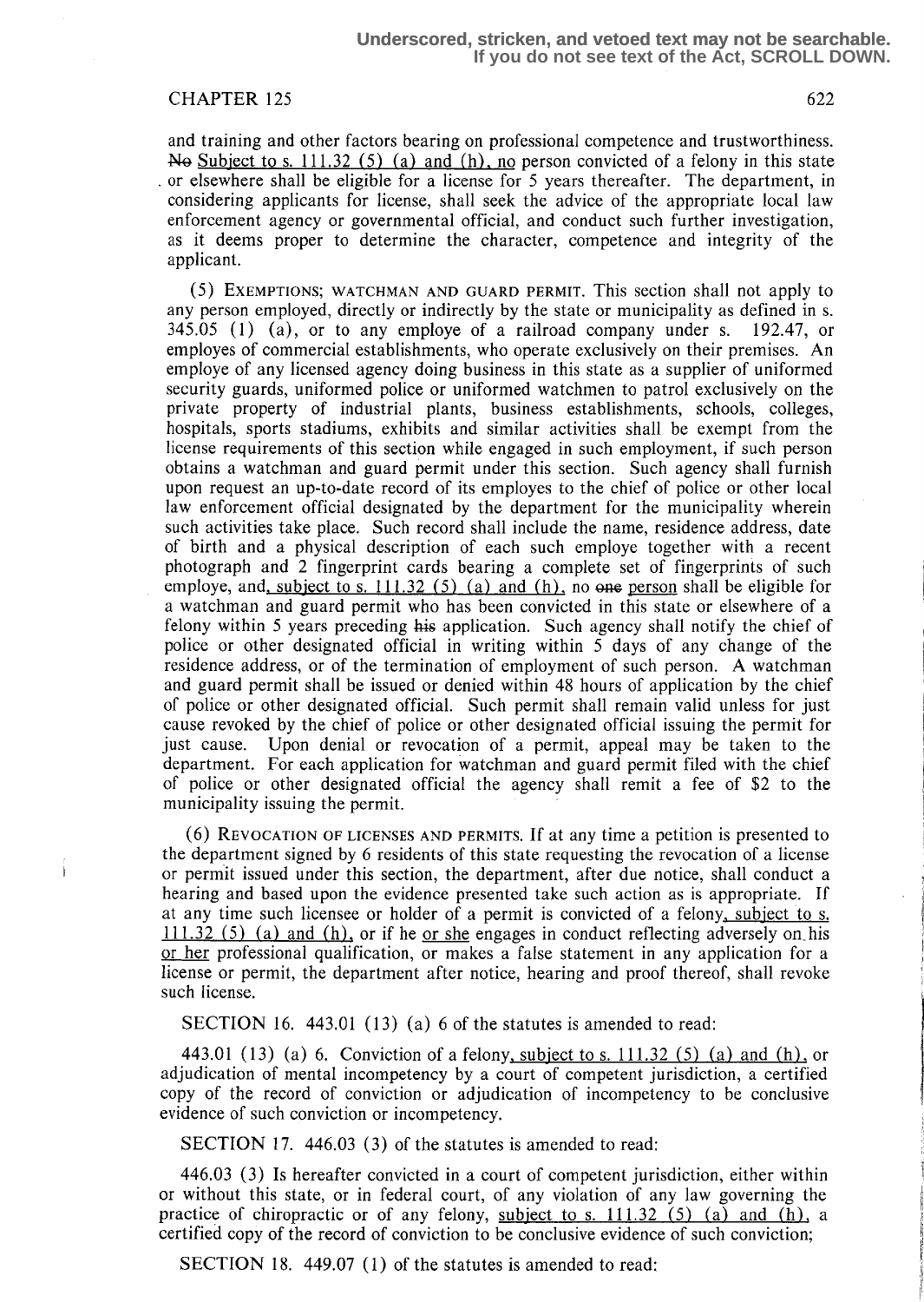and training and other factors bearing on professional competence and trustworthiness. ~~No~~ Subject to s. 111.32 (5) (a) and (h), no person convicted of a felony in this state or elsewhere shall be eligible for a license for 5 years thereafter. The department, in considering applicants for license, shall seek the advice of the appropriate local law enforcement agency or governmental official, and conduct such further investigation, as it deems proper to determine the character, competence and integrity of the applicant.

(5) EXEMPTIONS; WATCHMAN AND GUARD PERMIT. This section shall not apply to any person employed, directly or indirectly by the state or municipality as defined in s. 345.05 (1) (a), or to any employe of a railroad company under s. 192.47, or employes of commercial establishments, who operate exclusively on their premises. An employe of any licensed agency doing business in this state as a supplier of uniformed security guards, uniformed police or uniformed watchmen to patrol exclusively on the private property of industrial plants, business establishments, schools, colleges, hospitals, sports stadiums, exhibits and similar activities shall be exempt from the license requirements of this section while engaged in such employment, if such person obtains a watchman and guard permit under this section. Such agency shall furnish upon request an up-to-date record of its employes to the chief of police or other local law enforcement official designated by the department for the municipality wherein such activities take place. Such record shall include the name, residence address, date of birth and a physical description of each such employe together with a recent photograph and 2 fingerprint cards bearing a complete set of fingerprints of such employe, and, subject to s. 111.32 (5) (a) and (h), no ~~one~~ person shall be eligible for a watchman and guard permit who has been convicted in this state or elsewhere of a felony within 5 years preceding ~~his~~ application. Such agency shall notify the chief of police or other designated official in writing within 5 days of any change of the residence address, or of the termination of employment of such person. A watchman and guard permit shall be issued or denied within 48 hours of application by the chief of police or other designated official. Such permit shall remain valid unless for just cause revoked by the chief of police or other designated official issuing the permit for just cause. Upon denial or revocation of a permit, appeal may be taken to the department. For each application for watchman and guard permit filed with the chief of police or other designated official the agency shall remit a fee of $2 to the municipality issuing the permit.

(6) REVOCATION OF LICENSES AND PERMITS. If at any time a petition is presented to the department signed by 6 residents of this state requesting the revocation of a license or permit issued under this section, the department, after due notice, shall conduct a hearing and based upon the evidence presented take such action as is appropriate. If at any time such licensee or holder of a permit is convicted of a felony, subject to s. 111.32 (5) (a) and (h), or if he or she engages in conduct reflecting adversely on his or her professional qualification, or makes a false statement in any application for a license or permit, the department after notice, hearing and proof thereof, shall revoke such license.

SECTION 16. 443.01 (13) (a) 6 of the statutes is amended to read:

443.01 (13) (a) 6. Conviction of a felony, subject to s. 111.32 (5) (a) and (h), or adjudication of mental incompetency by a court of competent jurisdiction, a certified copy of the record of conviction or adjudication of incompetency to be conclusive evidence of such conviction or incompetency.

SECTION 17. 446.03 (3) of the statutes is amended to read:

446.03 (3) Is hereafter convicted in a court of competent jurisdiction, either within or without this state, or in federal court, of any violation of any law governing the practice of chiropractic or of any felony, subject to s. 111.32 (5) (a) and (h), a certified copy of the record of conviction to be conclusive evidence of such conviction;

SECTION 18. 449.07 (1) of the statutes is amended to read: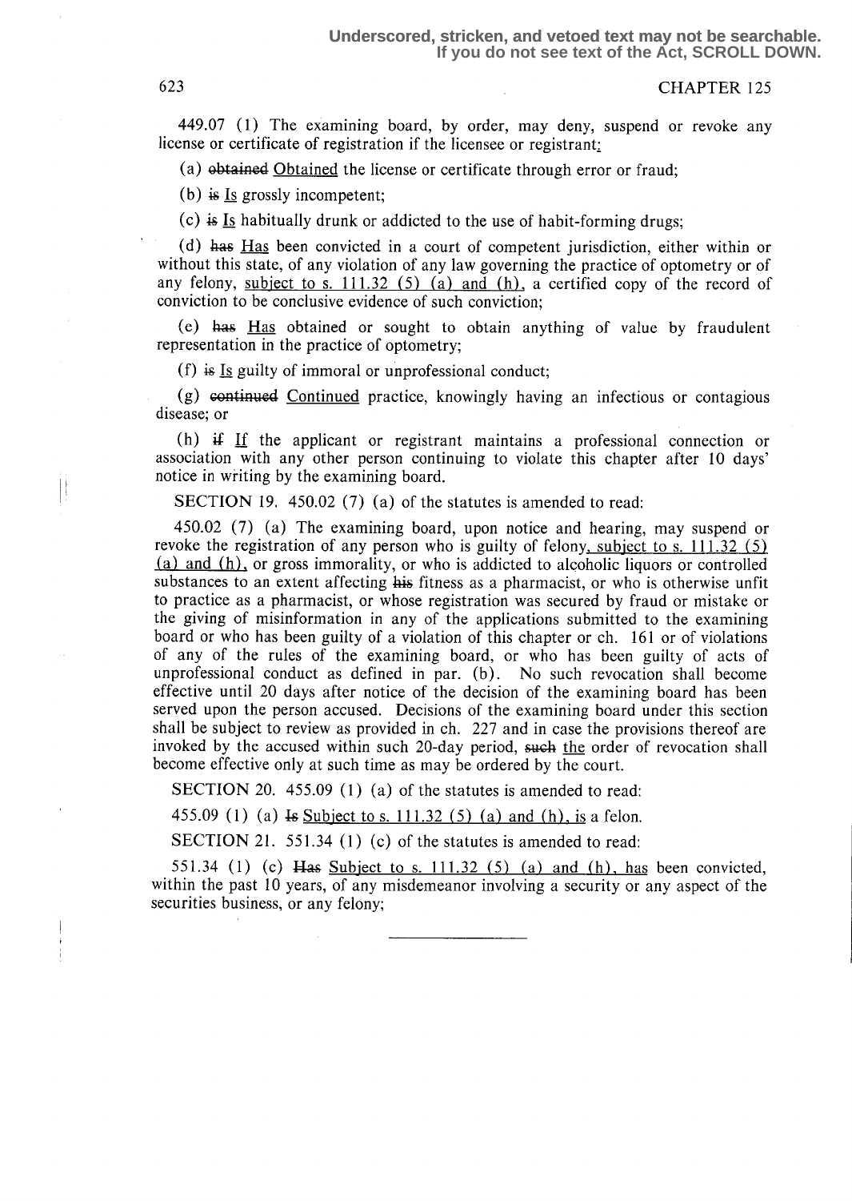449.07 (1) The examining board, by order, may deny, suspend or revoke any license or certificate of registration if the licensee or registrant:

(a) ~~obtained~~ Obtained the license or certificate through error or fraud;

(b) ~~is~~ Is grossly incompetent;

(c) ~~is~~ Is habitually drunk or addicted to the use of habit-forming drugs;

(d) ~~has~~ Has been convicted in a court of competent jurisdiction, either within or without this state, of any violation of any law governing the practice of optometry or of any felony, subject to s. 111.32 (5) (a) and (h), a certified copy of the record of conviction to be conclusive evidence of such conviction;

(e) ~~has~~ Has obtained or sought to obtain anything of value by fraudulent representation in the practice of optometry;

(f) ~~is~~ Is guilty of immoral or unprofessional conduct;

(g) ~~continued~~ Continued practice, knowingly having an infectious or contagious disease; or

(h) ~~if~~ If the applicant or registrant maintains a professional connection or association with any other person continuing to violate this chapter after 10 days' notice in writing by the examining board.

SECTION 19. 450.02 (7) (a) of the statutes is amended to read:

450.02 (7) (a) The examining board, upon notice and hearing, may suspend or revoke the registration of any person who is guilty of felony, subject to s. 111.32 (5) (a) and (h), or gross immorality, or who is addicted to alcoholic liquors or controlled substances to an extent affecting ~~his~~ fitness as a pharmacist, or who is otherwise unfit to practice as a pharmacist, or whose registration was secured by fraud or mistake or the giving of misinformation in any of the applications submitted to the examining board or who has been guilty of a violation of this chapter or ch. 161 or of violations of any of the rules of the examining board, or who has been guilty of acts of unprofessional conduct as defined in par. (b). No such revocation shall become effective until 20 days after notice of the decision of the examining board has been served upon the person accused. Decisions of the examining board under this section shall be subject to review as provided in ch. 227 and in case the provisions thereof are invoked by the accused within such 20-day period, ~~such~~ the order of revocation shall become effective only at such time as may be ordered by the court.

SECTION 20. 455.09 (1) (a) of the statutes is amended to read:

455.09 (1) (a) ~~Is~~ Subject to s. 111.32 (5) (a) and (h), is a felon.

SECTION 21. 551.34 (1) (c) of the statutes is amended to read:

551.34 (1) (c) ~~Has~~ Subject to s. 111.32 (5) (a) and (h), has been convicted, within the past 10 years, of any misdemeanor involving a security or any aspect of the securities business, or any felony;